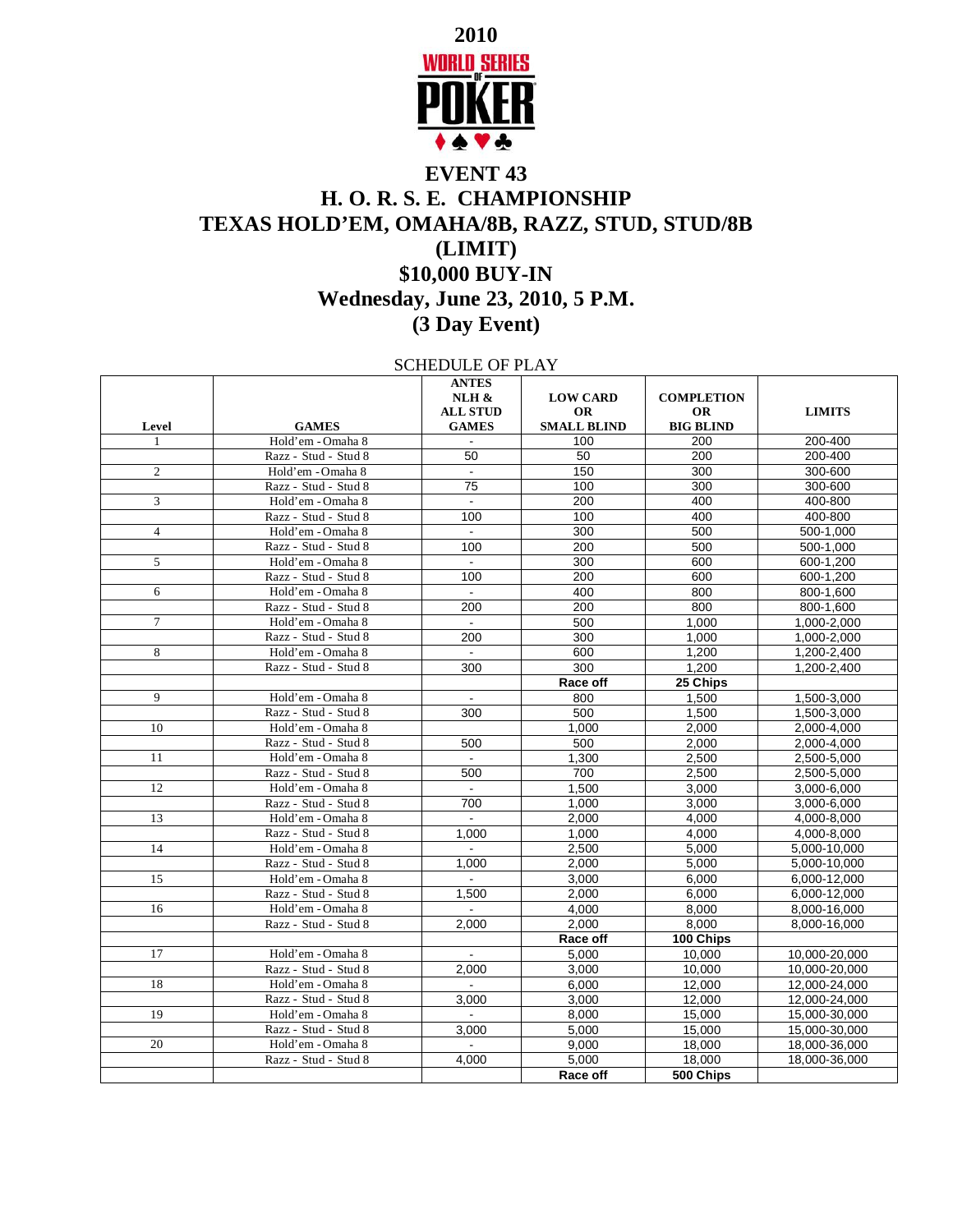# 2010

**WORLD SERIES OF POKER**

# EVENT 43
# H. O. R. S. E. CHAMPIONSHIP
# TEXAS HOLD'EM, OMAHA/8B, RAZZ, STUD, STUD/8B
# (LIMIT)
# $10,000 BUY-IN
# Wednesday, June 23, 2010, 5 P.M.
# (3 Day Event)

SCHEDULE OF PLAY

| Level | GAMES | ANTES NLH & ALL STUD GAMES | LOW CARD OR SMALL BLIND | COMPLETION OR BIG BLIND | LIMITS |
|---|---|---|---|---|---|
| 1 | Hold'em - Omaha 8 | - | 100 | 200 | 200-400 |
| | Razz - Stud - Stud 8 | 50 | 50 | 200 | 200-400 |
| 2 | Hold'em - Omaha 8 | - | 150 | 300 | 300-600 |
| | Razz - Stud - Stud 8 | 75 | 100 | 300 | 300-600 |
| 3 | Hold'em - Omaha 8 | - | 200 | 400 | 400-800 |
| | Razz - Stud - Stud 8 | 100 | 100 | 400 | 400-800 |
| 4 | Hold'em - Omaha 8 | - | 300 | 500 | 500-1,000 |
| | Razz - Stud - Stud 8 | 100 | 200 | 500 | 500-1,000 |
| 5 | Hold'em - Omaha 8 | - | 300 | 600 | 600-1,200 |
| | Razz - Stud - Stud 8 | 100 | 200 | 600 | 600-1,200 |
| 6 | Hold'em - Omaha 8 | - | 400 | 800 | 800-1,600 |
| | Razz - Stud - Stud 8 | 200 | 200 | 800 | 800-1,600 |
| 7 | Hold'em - Omaha 8 | - | 500 | 1,000 | 1,000-2,000 |
| | Razz - Stud - Stud 8 | 200 | 300 | 1,000 | 1,000-2,000 |
| 8 | Hold'em - Omaha 8 | - | 600 | 1,200 | 1,200-2,400 |
| | Razz - Stud - Stud 8 | 300 | 300 | 1,200 | 1,200-2,400 |
| | | | **Race off** | **25 Chips** | |
| 9 | Hold'em - Omaha 8 | - | 800 | 1,500 | 1,500-3,000 |
| | Razz - Stud - Stud 8 | 300 | 500 | 1,500 | 1,500-3,000 |
| 10 | Hold'em - Omaha 8 | | 1,000 | 2,000 | 2,000-4,000 |
| | Razz - Stud - Stud 8 | 500 | 500 | 2,000 | 2,000-4,000 |
| 11 | Hold'em - Omaha 8 | - | 1,300 | 2,500 | 2,500-5,000 |
| | Razz - Stud - Stud 8 | 500 | 700 | 2,500 | 2,500-5,000 |
| 12 | Hold'em - Omaha 8 | - | 1,500 | 3,000 | 3,000-6,000 |
| | Razz - Stud - Stud 8 | 700 | 1,000 | 3,000 | 3,000-6,000 |
| 13 | Hold'em - Omaha 8 | - | 2,000 | 4,000 | 4,000-8,000 |
| | Razz - Stud - Stud 8 | 1,000 | 1,000 | 4,000 | 4,000-8,000 |
| 14 | Hold'em - Omaha 8 | - | 2,500 | 5,000 | 5,000-10,000 |
| | Razz - Stud - Stud 8 | 1,000 | 2,000 | 5,000 | 5,000-10,000 |
| 15 | Hold'em - Omaha 8 | - | 3,000 | 6,000 | 6,000-12,000 |
| | Razz - Stud - Stud 8 | 1,500 | 2,000 | 6,000 | 6,000-12,000 |
| 16 | Hold'em - Omaha 8 | - | 4,000 | 8,000 | 8,000-16,000 |
| | Razz - Stud - Stud 8 | 2,000 | 2,000 | 8,000 | 8,000-16,000 |
| | | | **Race off** | **100 Chips** | |
| 17 | Hold'em - Omaha 8 | - | 5,000 | 10,000 | 10,000-20,000 |
| | Razz - Stud - Stud 8 | 2,000 | 3,000 | 10,000 | 10,000-20,000 |
| 18 | Hold'em - Omaha 8 | - | 6,000 | 12,000 | 12,000-24,000 |
| | Razz - Stud - Stud 8 | 3,000 | 3,000 | 12,000 | 12,000-24,000 |
| 19 | Hold'em - Omaha 8 | - | 8,000 | 15,000 | 15,000-30,000 |
| | Razz - Stud - Stud 8 | 3,000 | 5,000 | 15,000 | 15,000-30,000 |
| 20 | Hold'em - Omaha 8 | - | 9,000 | 18,000 | 18,000-36,000 |
| | Razz - Stud - Stud 8 | 4,000 | 5,000 | 18,000 | 18,000-36,000 |
| | | | **Race off** | **500 Chips** | |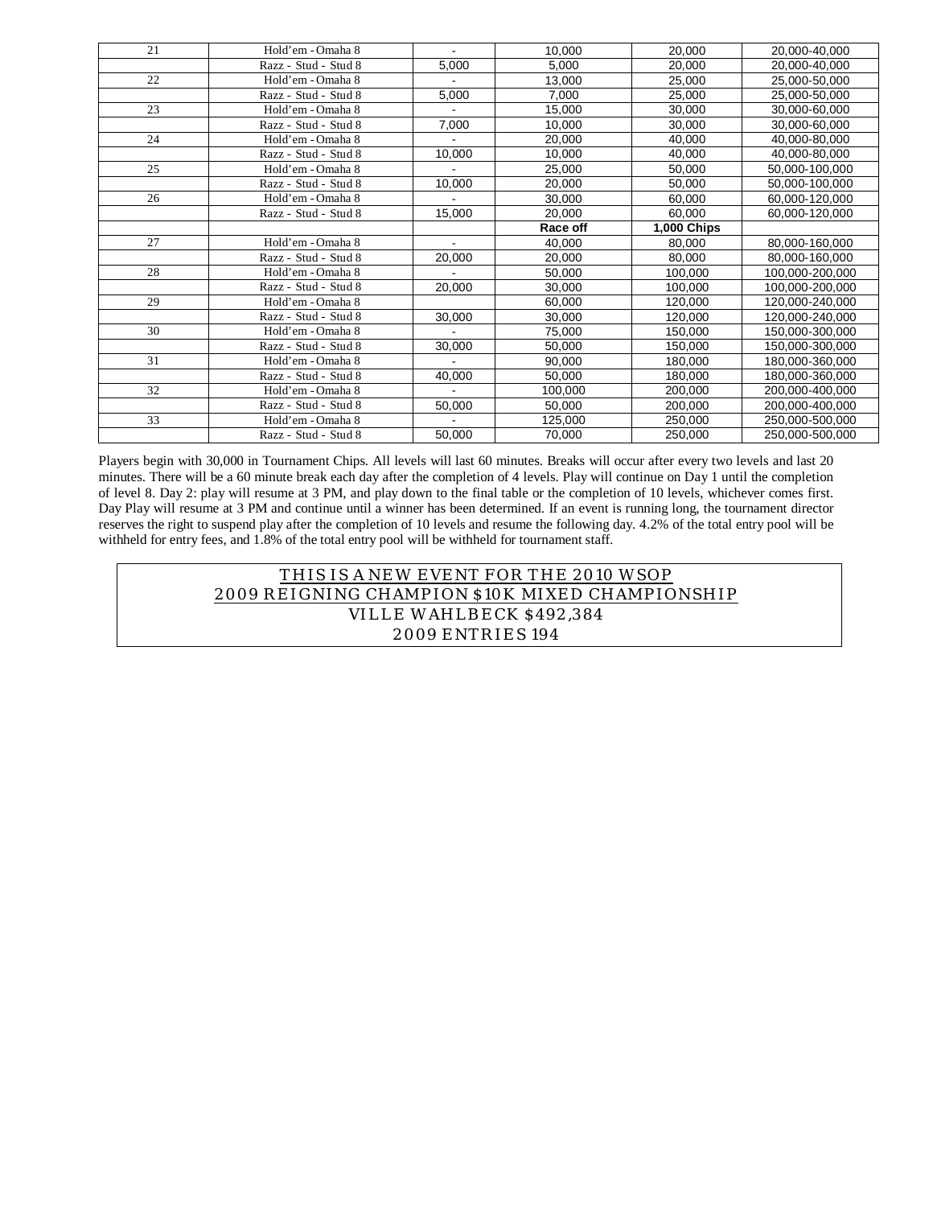| | | | | | |
|---|---|---|---|---|---|
| 21 | Hold'em - Omaha 8 | - | 10,000 | 20,000 | 20,000-40,000 |
| | Razz - Stud - Stud 8 | 5,000 | 5,000 | 20,000 | 20,000-40,000 |
| 22 | Hold'em - Omaha 8 | - | 13,000 | 25,000 | 25,000-50,000 |
| | Razz - Stud - Stud 8 | 5,000 | 7,000 | 25,000 | 25,000-50,000 |
| 23 | Hold'em - Omaha 8 | - | 15,000 | 30,000 | 30,000-60,000 |
| | Razz - Stud - Stud 8 | 7,000 | 10,000 | 30,000 | 30,000-60,000 |
| 24 | Hold'em - Omaha 8 | - | 20,000 | 40,000 | 40,000-80,000 |
| | Razz - Stud - Stud 8 | 10,000 | 10,000 | 40,000 | 40,000-80,000 |
| 25 | Hold'em - Omaha 8 | - | 25,000 | 50,000 | 50,000-100,000 |
| | Razz - Stud - Stud 8 | 10,000 | 20,000 | 50,000 | 50,000-100,000 |
| 26 | Hold'em - Omaha 8 | - | 30,000 | 60,000 | 60,000-120,000 |
| | Razz - Stud - Stud 8 | 15,000 | 20,000 | 60,000 | 60,000-120,000 |
| | | | **Race off** | **1,000 Chips** | |
| 27 | Hold'em - Omaha 8 | - | 40,000 | 80,000 | 80,000-160,000 |
| | Razz - Stud - Stud 8 | 20,000 | 20,000 | 80,000 | 80,000-160,000 |
| 28 | Hold'em - Omaha 8 | - | 50,000 | 100,000 | 100,000-200,000 |
| | Razz - Stud - Stud 8 | 20,000 | 30,000 | 100,000 | 100,000-200,000 |
| 29 | Hold'em - Omaha 8 | | 60,000 | 120,000 | 120,000-240,000 |
| | Razz - Stud - Stud 8 | 30,000 | 30,000 | 120,000 | 120,000-240,000 |
| 30 | Hold'em - Omaha 8 | - | 75,000 | 150,000 | 150,000-300,000 |
| | Razz - Stud - Stud 8 | 30,000 | 50,000 | 150,000 | 150,000-300,000 |
| 31 | Hold'em - Omaha 8 | - | 90,000 | 180,000 | 180,000-360,000 |
| | Razz - Stud - Stud 8 | 40,000 | 50,000 | 180,000 | 180,000-360,000 |
| 32 | Hold'em - Omaha 8 | - | 100,000 | 200,000 | 200,000-400,000 |
| | Razz - Stud - Stud 8 | 50,000 | 50,000 | 200,000 | 200,000-400,000 |
| 33 | Hold'em - Omaha 8 | - | 125,000 | 250,000 | 250,000-500,000 |
| | Razz - Stud - Stud 8 | 50,000 | 70,000 | 250,000 | 250,000-500,000 |

Players begin with 30,000 in Tournament Chips. All levels will last 60 minutes. Breaks will occur after every two levels and last 20 minutes. There will be a 60 minute break each day after the completion of 4 levels. Play will continue on Day 1 until the completion of level 8. Day 2: play will resume at 3 PM, and play down to the final table or the completion of 10 levels, whichever comes first. Day Play will resume at 3 PM and continue until a winner has been determined. If an event is running long, the tournament director reserves the right to suspend play after the completion of 10 levels and resume the following day. 4.2% of the total entry pool will be withheld for entry fees, and 1.8% of the total entry pool will be withheld for tournament staff.

THIS IS A NEW EVENT FOR THE 2010 WSOP
2009 REIGNING CHAMPION $10K MIXED CHAMPIONSHIP
VILLE WAHLBECK $492,384
2009 ENTRIES 194